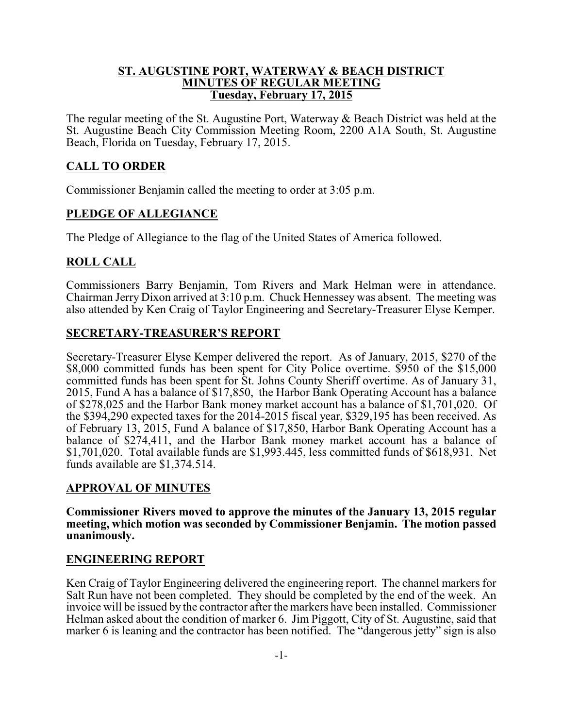# ST. AUGUSTINE PORT, WATERWAY & BEACH DISTRICT
## MINUTES OF REGULAR MEETING
### Tuesday, February 17, 2015

The regular meeting of the St. Augustine Port, Waterway & Beach District was held at the St. Augustine Beach City Commission Meeting Room, 2200 A1A South, St. Augustine Beach, Florida on Tuesday, February 17, 2015.

## CALL TO ORDER

Commissioner Benjamin called the meeting to order at 3:05 p.m.

## PLEDGE OF ALLEGIANCE

The Pledge of Allegiance to the flag of the United States of America followed.

## ROLL CALL

Commissioners Barry Benjamin, Tom Rivers and Mark Helman were in attendance. Chairman Jerry Dixon arrived at 3:10 p.m. Chuck Hennessey was absent. The meeting was also attended by Ken Craig of Taylor Engineering and Secretary-Treasurer Elyse Kemper.

## SECRETARY-TREASURER'S REPORT

Secretary-Treasurer Elyse Kemper delivered the report. As of January, 2015, $270 of the $8,000 committed funds has been spent for City Police overtime. $950 of the $15,000 committed funds has been spent for St. Johns County Sheriff overtime. As of January 31, 2015, Fund A has a balance of $17,850, the Harbor Bank Operating Account has a balance of $278,025 and the Harbor Bank money market account has a balance of $1,701,020. Of the $394,290 expected taxes for the 2014-2015 fiscal year, $329,195 has been received. As of February 13, 2015, Fund A balance of $17,850, Harbor Bank Operating Account has a balance of $274,411, and the Harbor Bank money market account has a balance of $1,701,020. Total available funds are $1,993.445, less committed funds of $618,931. Net funds available are $1,374.514.

## APPROVAL OF MINUTES

**Commissioner Rivers moved to approve the minutes of the January 13, 2015 regular meeting, which motion was seconded by Commissioner Benjamin. The motion passed unanimously.**

## ENGINEERING REPORT

Ken Craig of Taylor Engineering delivered the engineering report. The channel markers for Salt Run have not been completed. They should be completed by the end of the week. An invoice will be issued by the contractor after the markers have been installed. Commissioner Helman asked about the condition of marker 6. Jim Piggott, City of St. Augustine, said that marker 6 is leaning and the contractor has been notified. The "dangerous jetty" sign is also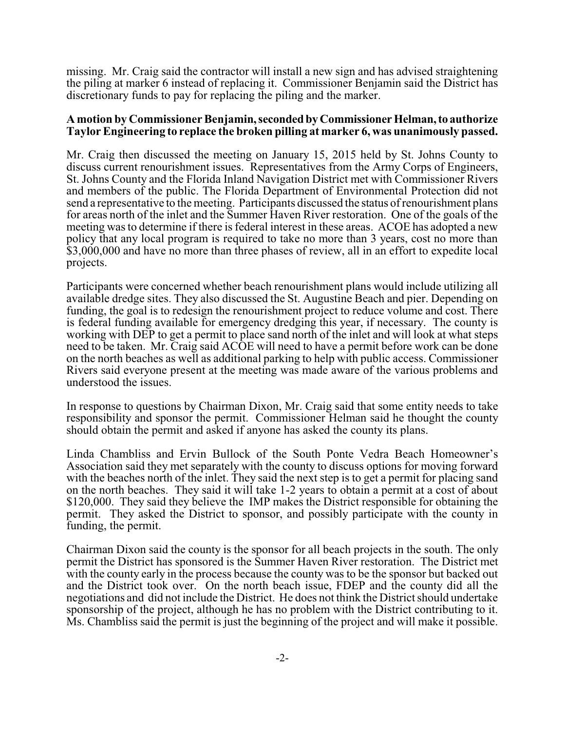missing. Mr. Craig said the contractor will install a new sign and has advised straightening the piling at marker 6 instead of replacing it. Commissioner Benjamin said the District has discretionary funds to pay for replacing the piling and the marker.

**A motion by Commissioner Benjamin, seconded by Commissioner Helman, to authorize Taylor Engineering to replace the broken pilling at marker 6, was unanimously passed.**

Mr. Craig then discussed the meeting on January 15, 2015 held by St. Johns County to discuss current renourishment issues. Representatives from the Army Corps of Engineers, St. Johns County and the Florida Inland Navigation District met with Commissioner Rivers and members of the public. The Florida Department of Environmental Protection did not send a representative to the meeting. Participants discussed the status of renourishment plans for areas north of the inlet and the Summer Haven River restoration. One of the goals of the meeting was to determine if there is federal interest in these areas. ACOE has adopted a new policy that any local program is required to take no more than 3 years, cost no more than $3,000,000 and have no more than three phases of review, all in an effort to expedite local projects.

Participants were concerned whether beach renourishment plans would include utilizing all available dredge sites. They also discussed the St. Augustine Beach and pier. Depending on funding, the goal is to redesign the renourishment project to reduce volume and cost. There is federal funding available for emergency dredging this year, if necessary. The county is working with DEP to get a permit to place sand north of the inlet and will look at what steps need to be taken. Mr. Craig said ACOE will need to have a permit before work can be done on the north beaches as well as additional parking to help with public access. Commissioner Rivers said everyone present at the meeting was made aware of the various problems and understood the issues.

In response to questions by Chairman Dixon, Mr. Craig said that some entity needs to take responsibility and sponsor the permit. Commissioner Helman said he thought the county should obtain the permit and asked if anyone has asked the county its plans.

Linda Chambliss and Ervin Bullock of the South Ponte Vedra Beach Homeowner's Association said they met separately with the county to discuss options for moving forward with the beaches north of the inlet. They said the next step is to get a permit for placing sand on the north beaches. They said it will take 1-2 years to obtain a permit at a cost of about $120,000. They said they believe the IMP makes the District responsible for obtaining the permit. They asked the District to sponsor, and possibly participate with the county in funding, the permit.

Chairman Dixon said the county is the sponsor for all beach projects in the south. The only permit the District has sponsored is the Summer Haven River restoration. The District met with the county early in the process because the county was to be the sponsor but backed out and the District took over. On the north beach issue, FDEP and the county did all the negotiations and did not include the District. He does not think the District should undertake sponsorship of the project, although he has no problem with the District contributing to it. Ms. Chambliss said the permit is just the beginning of the project and will make it possible.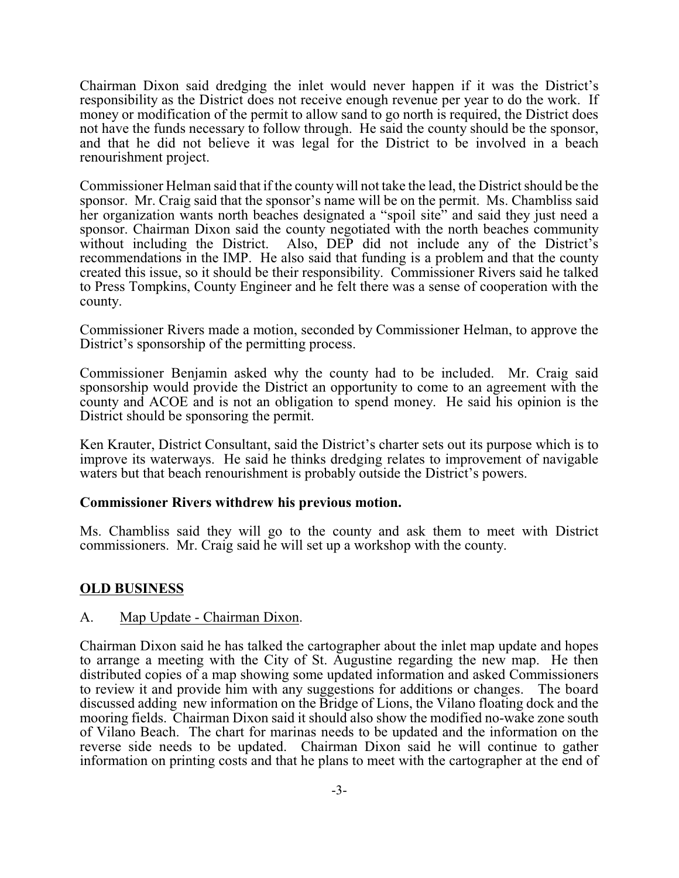Chairman Dixon said dredging the inlet would never happen if it was the District's responsibility as the District does not receive enough revenue per year to do the work. If money or modification of the permit to allow sand to go north is required, the District does not have the funds necessary to follow through. He said the county should be the sponsor, and that he did not believe it was legal for the District to be involved in a beach renourishment project.

Commissioner Helman said that if the county will not take the lead, the District should be the sponsor. Mr. Craig said that the sponsor's name will be on the permit. Ms. Chambliss said her organization wants north beaches designated a "spoil site" and said they just need a sponsor. Chairman Dixon said the county negotiated with the north beaches community without including the District. Also, DEP did not include any of the District's recommendations in the IMP. He also said that funding is a problem and that the county created this issue, so it should be their responsibility. Commissioner Rivers said he talked to Press Tompkins, County Engineer and he felt there was a sense of cooperation with the county.

Commissioner Rivers made a motion, seconded by Commissioner Helman, to approve the District's sponsorship of the permitting process.

Commissioner Benjamin asked why the county had to be included. Mr. Craig said sponsorship would provide the District an opportunity to come to an agreement with the county and ACOE and is not an obligation to spend money. He said his opinion is the District should be sponsoring the permit.

Ken Krauter, District Consultant, said the District's charter sets out its purpose which is to improve its waterways. He said he thinks dredging relates to improvement of navigable waters but that beach renourishment is probably outside the District's powers.

**Commissioner Rivers withdrew his previous motion.**

Ms. Chambliss said they will go to the county and ask them to meet with District commissioners. Mr. Craig said he will set up a workshop with the county.

## OLD BUSINESS

A. Map Update - Chairman Dixon.

Chairman Dixon said he has talked the cartographer about the inlet map update and hopes to arrange a meeting with the City of St. Augustine regarding the new map. He then distributed copies of a map showing some updated information and asked Commissioners to review it and provide him with any suggestions for additions or changes. The board discussed adding new information on the Bridge of Lions, the Vilano floating dock and the mooring fields. Chairman Dixon said it should also show the modified no-wake zone south of Vilano Beach. The chart for marinas needs to be updated and the information on the reverse side needs to be updated. Chairman Dixon said he will continue to gather information on printing costs and that he plans to meet with the cartographer at the end of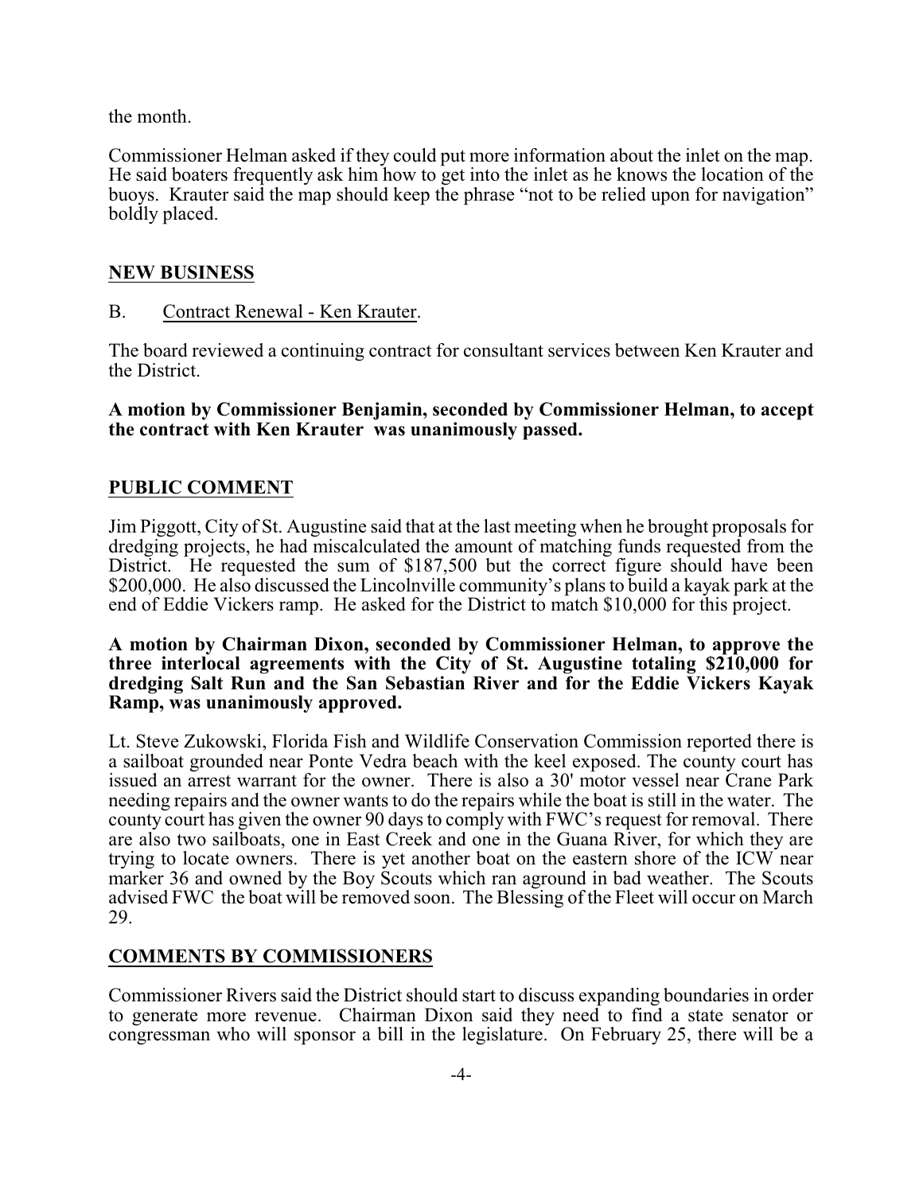the month.

Commissioner Helman asked if they could put more information about the inlet on the map. He said boaters frequently ask him how to get into the inlet as he knows the location of the buoys. Krauter said the map should keep the phrase "not to be relied upon for navigation" boldly placed.

## NEW BUSINESS

B. Contract Renewal - Ken Krauter.

The board reviewed a continuing contract for consultant services between Ken Krauter and the District.

**A motion by Commissioner Benjamin, seconded by Commissioner Helman, to accept the contract with Ken Krauter was unanimously passed.**

## PUBLIC COMMENT

Jim Piggott, City of St. Augustine said that at the last meeting when he brought proposals for dredging projects, he had miscalculated the amount of matching funds requested from the District. He requested the sum of $187,500 but the correct figure should have been $200,000. He also discussed the Lincolnville community's plans to build a kayak park at the end of Eddie Vickers ramp. He asked for the District to match $10,000 for this project.

**A motion by Chairman Dixon, seconded by Commissioner Helman, to approve the three interlocal agreements with the City of St. Augustine totaling $210,000 for dredging Salt Run and the San Sebastian River and for the Eddie Vickers Kayak Ramp, was unanimously approved.**

Lt. Steve Zukowski, Florida Fish and Wildlife Conservation Commission reported there is a sailboat grounded near Ponte Vedra beach with the keel exposed. The county court has issued an arrest warrant for the owner. There is also a 30' motor vessel near Crane Park needing repairs and the owner wants to do the repairs while the boat is still in the water. The county court has given the owner 90 days to comply with FWC's request for removal. There are also two sailboats, one in East Creek and one in the Guana River, for which they are trying to locate owners. There is yet another boat on the eastern shore of the ICW near marker 36 and owned by the Boy Scouts which ran aground in bad weather. The Scouts advised FWC the boat will be removed soon. The Blessing of the Fleet will occur on March 29.

## COMMENTS BY COMMISSIONERS

Commissioner Rivers said the District should start to discuss expanding boundaries in order to generate more revenue. Chairman Dixon said they need to find a state senator or congressman who will sponsor a bill in the legislature. On February 25, there will be a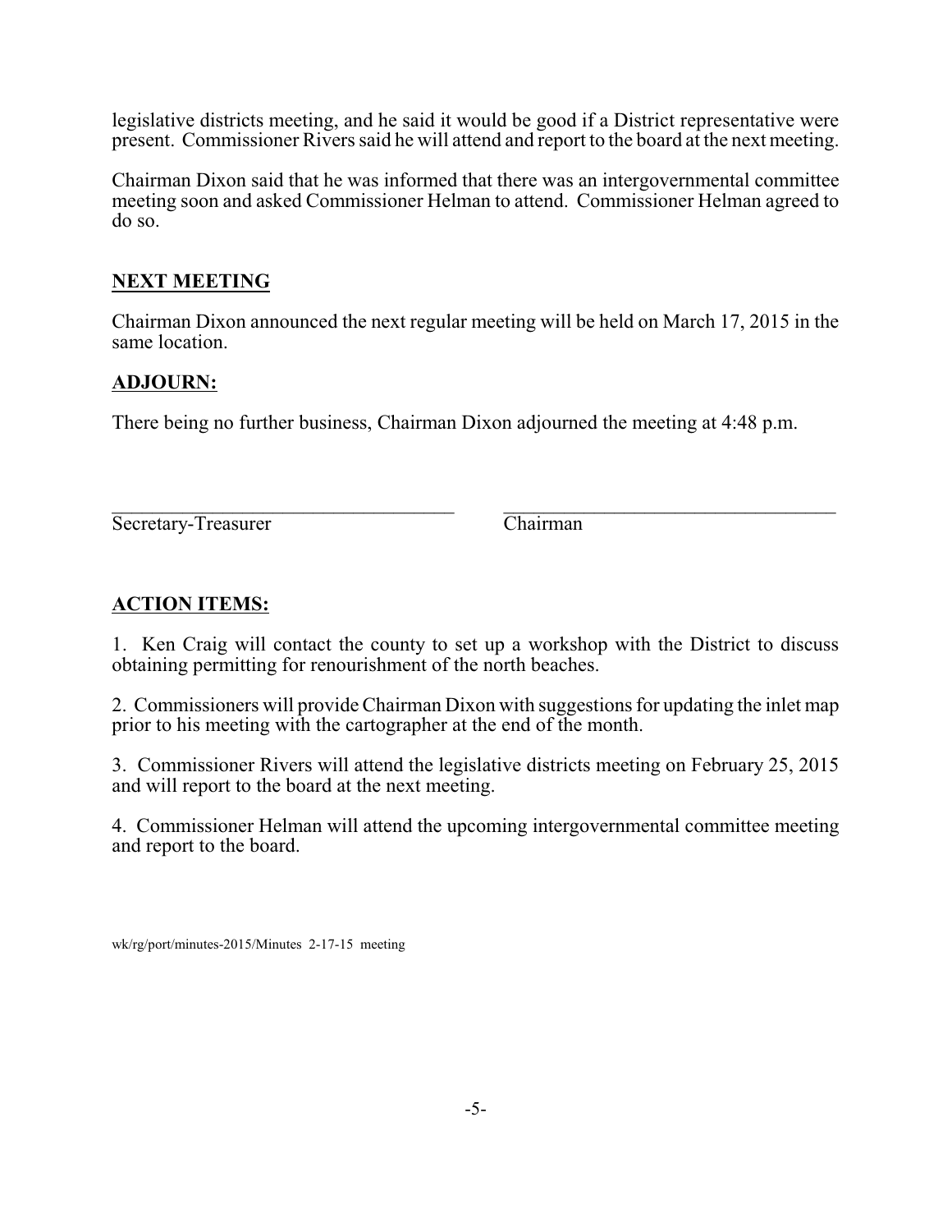legislative districts meeting, and he said it would be good if a District representative were present. Commissioner Rivers said he will attend and report to the board at the next meeting.

Chairman Dixon said that he was informed that there was an intergovernmental committee meeting soon and asked Commissioner Helman to attend. Commissioner Helman agreed to do so.

## **NEXT MEETING**

Chairman Dixon announced the next regular meeting will be held on March 17, 2015 in the same location.

## **ADJOURN:**

There being no further business, Chairman Dixon adjourned the meeting at 4:48 p.m.

\_\_\_\_\_\_\_\_\_\_\_\_\_\_\_\_\_\_\_\_\_\_\_\_\_\_\_\_\_\_\_\_\_\_ \_\_\_\_\_\_\_\_\_\_\_\_\_\_\_\_\_\_\_\_\_\_\_\_\_\_\_\_\_\_\_\_\_\_

Secretary-Treasurer Chairman

## **ACTION ITEMS:**

1. Ken Craig will contact the county to set up a workshop with the District to discuss obtaining permitting for renourishment of the north beaches.

2. Commissioners will provide Chairman Dixon with suggestions for updating the inlet map prior to his meeting with the cartographer at the end of the month.

3. Commissioner Rivers will attend the legislative districts meeting on February 25, 2015 and will report to the board at the next meeting.

4. Commissioner Helman will attend the upcoming intergovernmental committee meeting and report to the board.

wk/rg/port/minutes-2015/Minutes 2-17-15 meeting